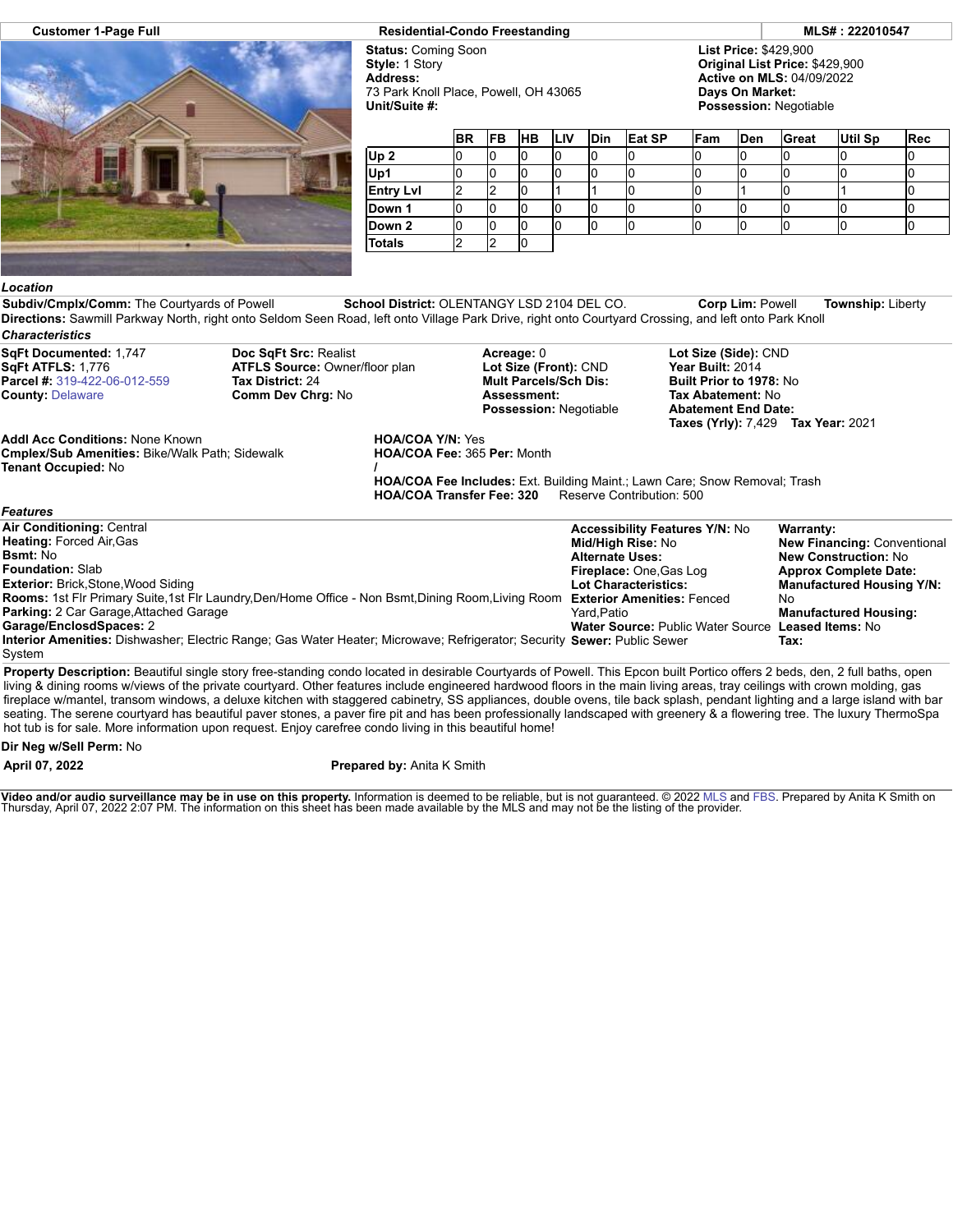| Customer 1-Page Full | Residential-Condo Freestanding | MLS# : 222010547 |
|---|---|---|

**Status:** Coming Soon
**Style:** 1 Story
**Address:**
73 Park Knoll Place, Powell, OH 43065
**Unit/Suite #:**

**List Price:** $429,900
**Original List Price:** $429,900
**Active on MLS:** 04/09/2022
**Days On Market:**
**Possession:** Negotiable

| | BR | FB | HB | LIV | Din | Eat SP | Fam | Den | Great | Util Sp | Rec |
|---|---|---|---|---|---|---|---|---|---|---|---|
| Up 2 | 0 | 0 | 0 | 0 | 0 | 0 | 0 | 0 | 0 | 0 | 0 |
| Up1 | 0 | 0 | 0 | 0 | 0 | 0 | 0 | 0 | 0 | 0 | 0 |
| Entry Lvl | 2 | 2 | 0 | 1 | 1 | 0 | 0 | 1 | 0 | 1 | 0 |
| Down 1 | 0 | 0 | 0 | 0 | 0 | 0 | 0 | 0 | 0 | 0 | 0 |
| Down 2 | 0 | 0 | 0 | 0 | 0 | 0 | 0 | 0 | 0 | 0 | 0 |
| Totals | 2 | 2 | 0 | | | | | | | | |

### Location

**Subdiv/Cmplx/Comm:** The Courtyards of Powell **School District:** OLENTANGY LSD 2104 DEL CO. **Corp Lim:** Powell **Township:** Liberty
**Directions:** Sawmill Parkway North, right onto Seldom Seen Road, left onto Village Park Drive, right onto Courtyard Crossing, and left onto Park Knoll

### Characteristics

**SqFt Documented:** 1,747
**SqFt ATFLS:** 1,776
**Parcel #:** 319-422-06-012-559
**County:** Delaware

**Doc SqFt Src:** Realist
**ATFLS Source:** Owner/floor plan
**Tax District:** 24
**Comm Dev Chrg:** No

**Acreage:** 0
**Lot Size (Front):** CND
**Mult Parcels/Sch Dis:**
**Assessment:**
**Possession:** Negotiable

**Lot Size (Side):** CND
**Year Built:** 2014
**Built Prior to 1978:** No
**Tax Abatement:** No
**Abatement End Date:**
**Taxes (Yrly):** 7,429 **Tax Year:** 2021

**Addl Acc Conditions:** None Known
**Cmplex/Sub Amenities:** Bike/Walk Path; Sidewalk
**Tenant Occupied:** No

**HOA/COA Y/N:** Yes
**HOA/COA Fee:** 365 **Per:** Month
/
**HOA/COA Fee Includes:** Ext. Building Maint.; Lawn Care; Snow Removal; Trash
**HOA/COA Transfer Fee: 320** Reserve Contribution: 500

### Features

**Air Conditioning:** Central
**Heating:** Forced Air,Gas
**Bsmt:** No
**Foundation:** Slab
**Exterior:** Brick,Stone,Wood Siding
**Rooms:** 1st Flr Primary Suite,1st Flr Laundry,Den/Home Office - Non Bsmt,Dining Room,Living Room
**Parking:** 2 Car Garage,Attached Garage
**Garage/EnclosdSpaces:** 2
**Interior Amenities:** Dishwasher; Electric Range; Gas Water Heater; Microwave; Refrigerator; Security System

**Accessibility Features Y/N:** No
**Mid/High Rise:** No
**Alternate Uses:**
**Fireplace:** One,Gas Log
**Lot Characteristics:**
**Exterior Amenities:** Fenced Yard,Patio
**Water Source:** Public Water Source
**Sewer:** Public Sewer

**Warranty:**
**New Financing:** Conventional
**New Construction:** No
**Approx Complete Date:**
**Manufactured Housing Y/N:** No
**Manufactured Housing:**
**Leased Items:** No
**Tax:**

**Property Description:** Beautiful single story free-standing condo located in desirable Courtyards of Powell. This Epcon built Portico offers 2 beds, den, 2 full baths, open living & dining rooms w/views of the private courtyard. Other features include engineered hardwood floors in the main living areas, tray ceilings with crown molding, gas fireplace w/mantel, transom windows, a deluxe kitchen with staggered cabinetry, SS appliances, double ovens, tile back splash, pendant lighting and a large island with bar seating. The serene courtyard has beautiful paver stones, a paver fire pit and has been professionally landscaped with greenery & a flowering tree. The luxury ThermoSpa hot tub is for sale. More information upon request. Enjoy carefree condo living in this beautiful home!

**Dir Neg w/Sell Perm:** No

**April 07, 2022** **Prepared by:** Anita K Smith

**Video and/or audio surveillance may be in use on this property.** Information is deemed to be reliable, but is not guaranteed. © 2022 MLS and FBS. Prepared by Anita K Smith on Thursday, April 07, 2022 2:07 PM. The information on this sheet has been made available by the MLS and may not be the listing of the provider.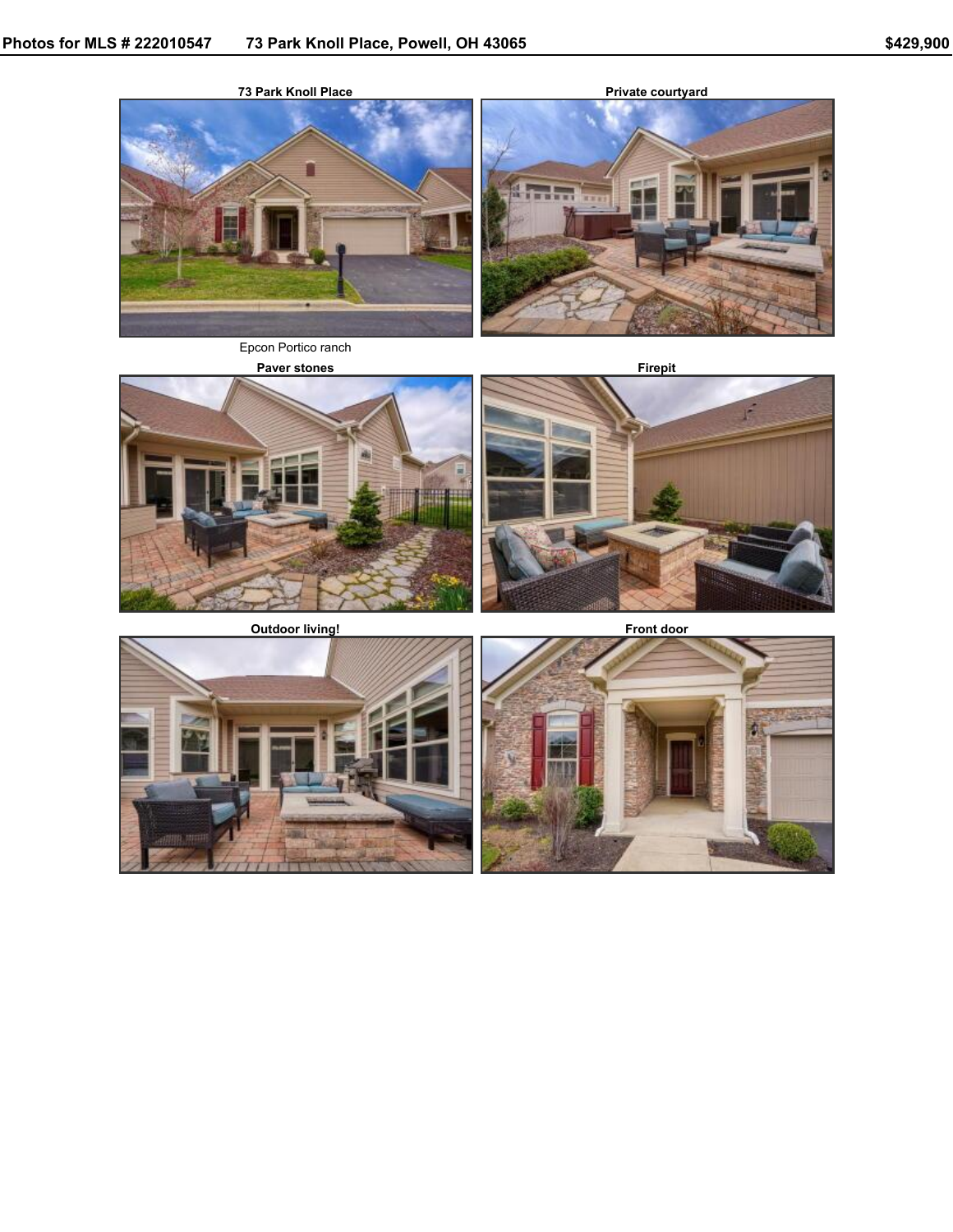Photos for MLS # 222010547 73 Park Knoll Place, Powell, OH 43065 $429,900

**73 Park Knoll Place**

Epcon Portico ranch

**Private courtyard**

**Paver stones**

**Firepit**

**Outdoor living!**

**Front door**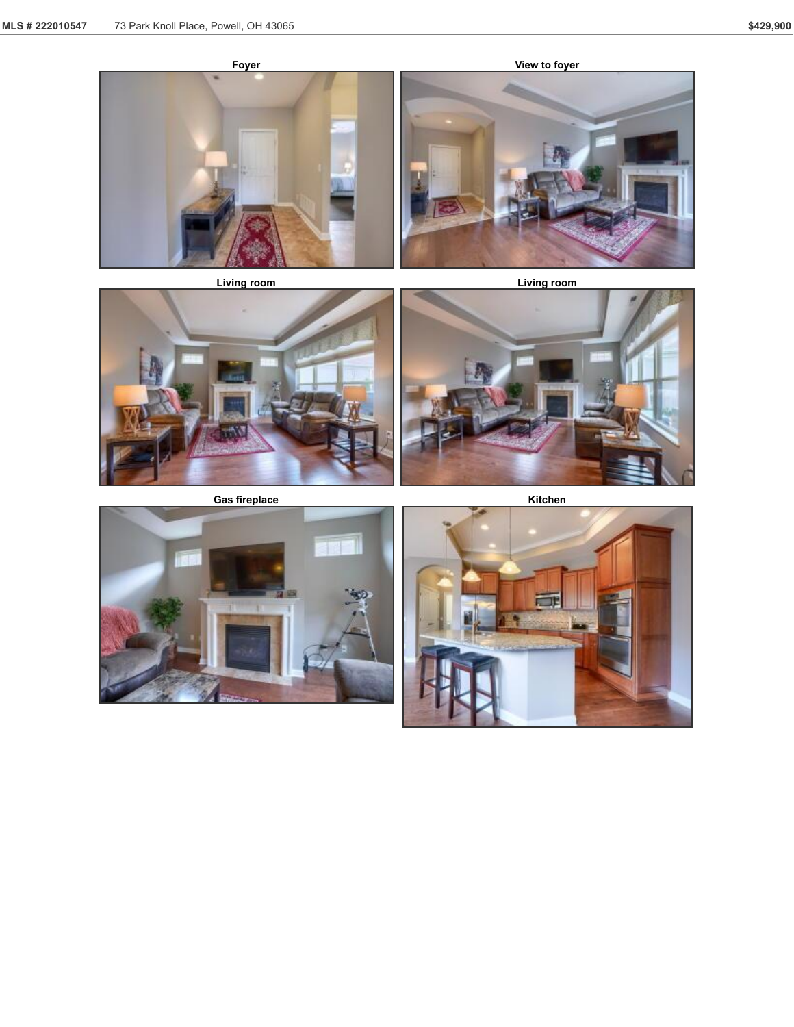Foyer

View to foyer

Living room

Living room

Gas fireplace

Kitchen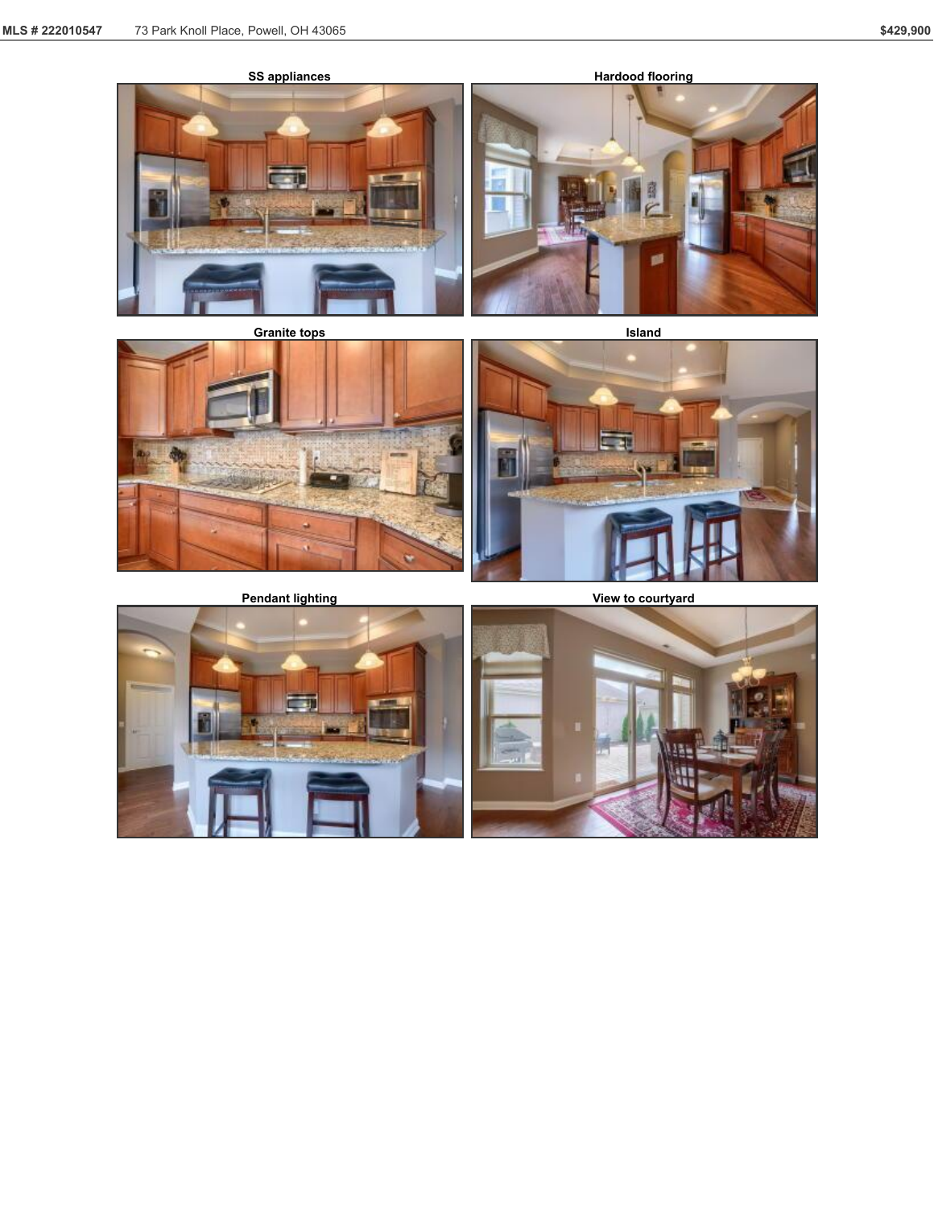SS appliances

Hardood flooring

Granite tops

Island

Pendant lighting

View to courtyard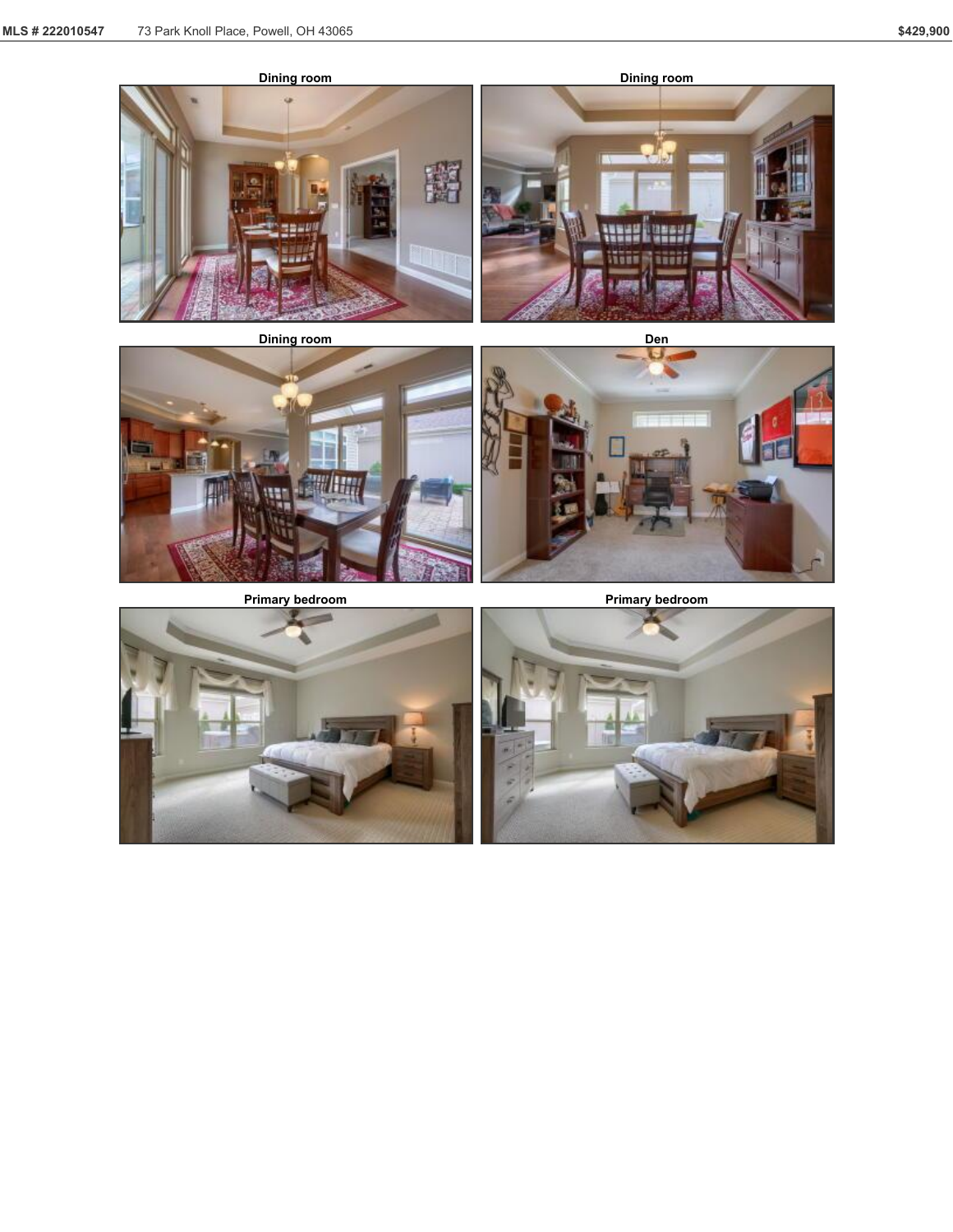Dining room

Dining room

Dining room

Den

Primary bedroom

Primary bedroom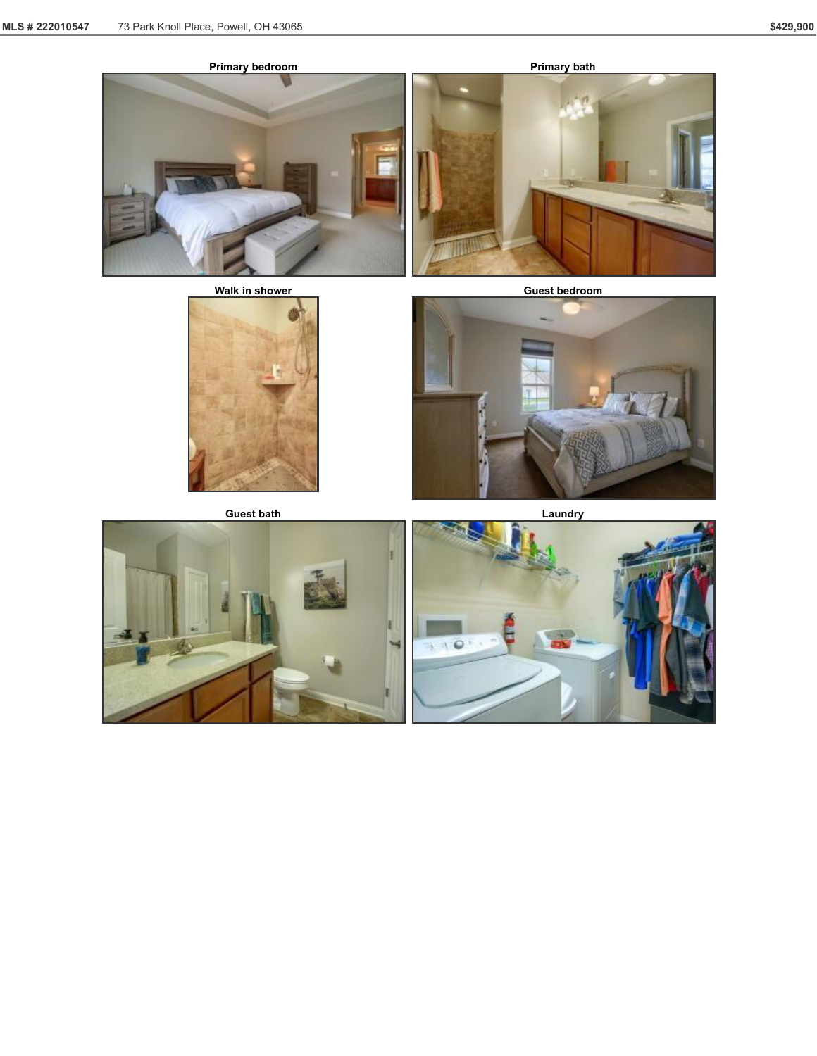Primary bedroom

Primary bath

Walk in shower

Guest bedroom

Guest bath

Laundry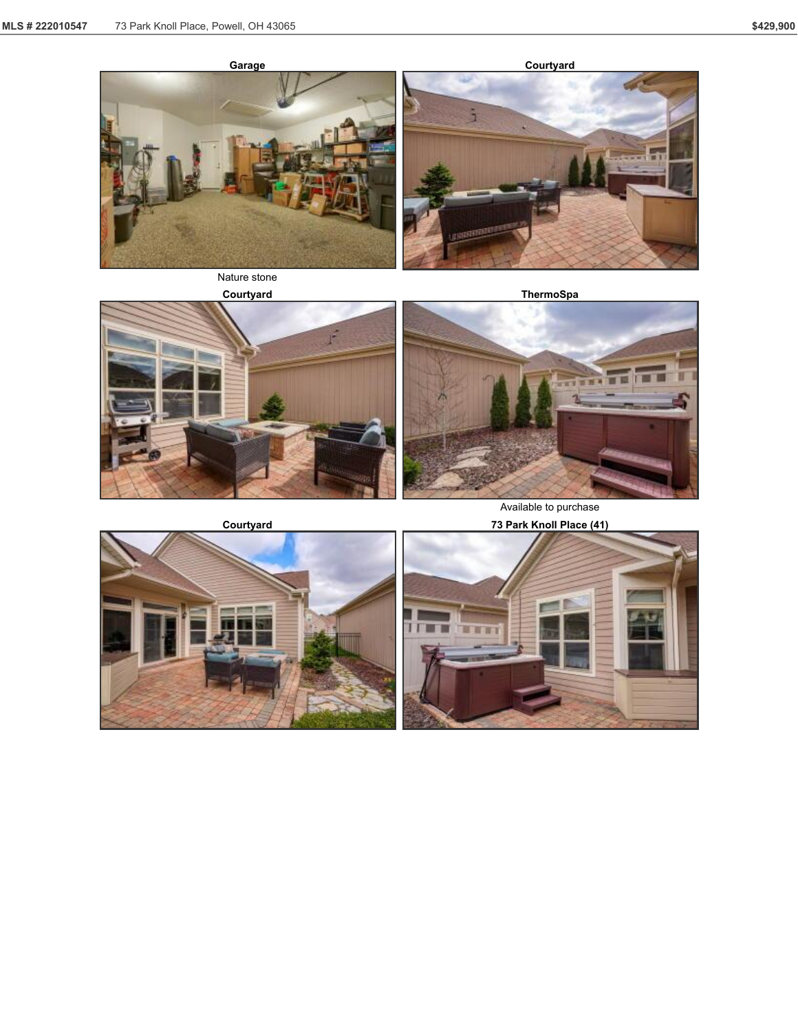**Garage**

Nature stone

**Courtyard**

**Courtyard**

**ThermoSpa**

Available to purchase

**Courtyard**

**73 Park Knoll Place (41)**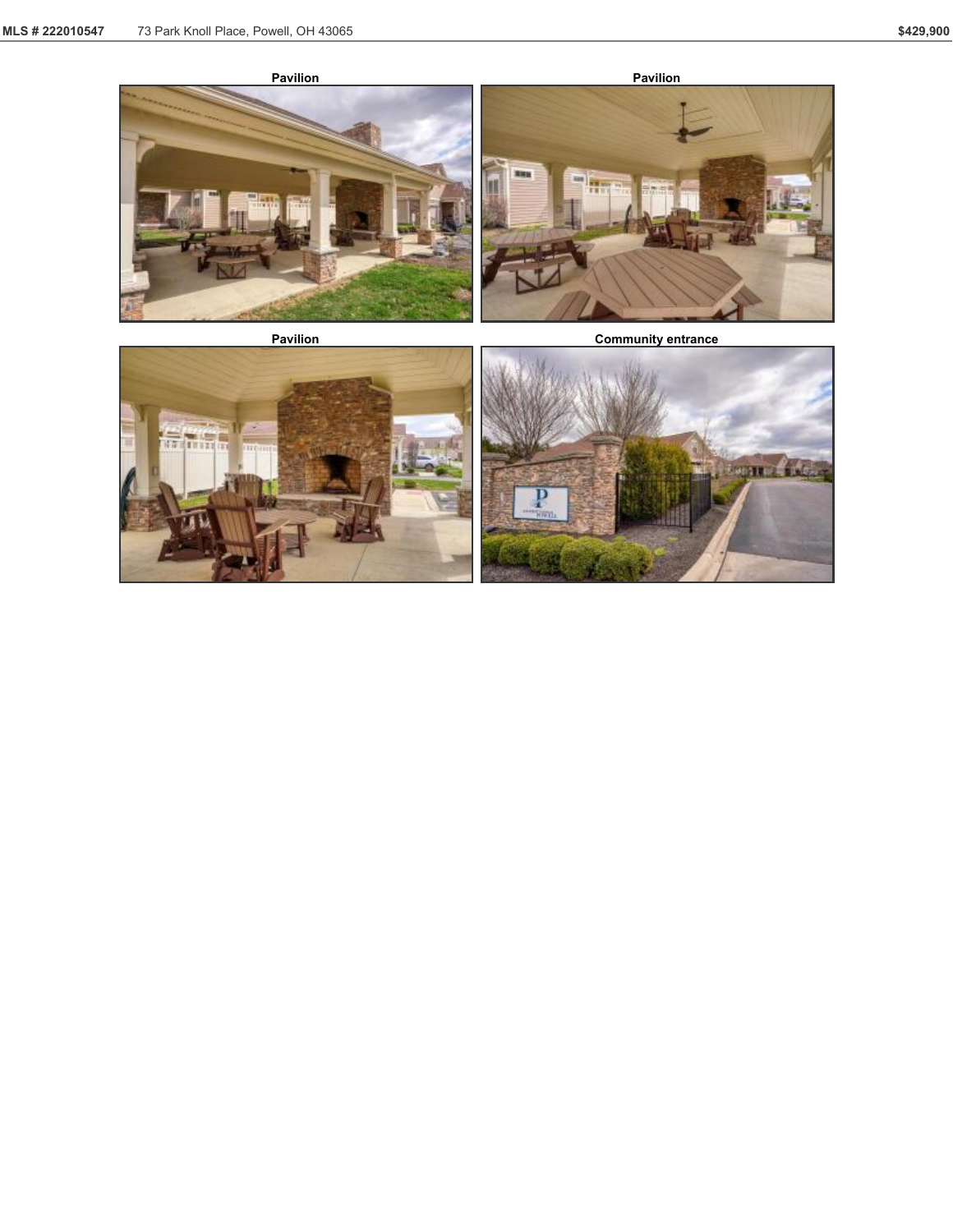Pavilion

Pavilion

Pavilion

Community entrance